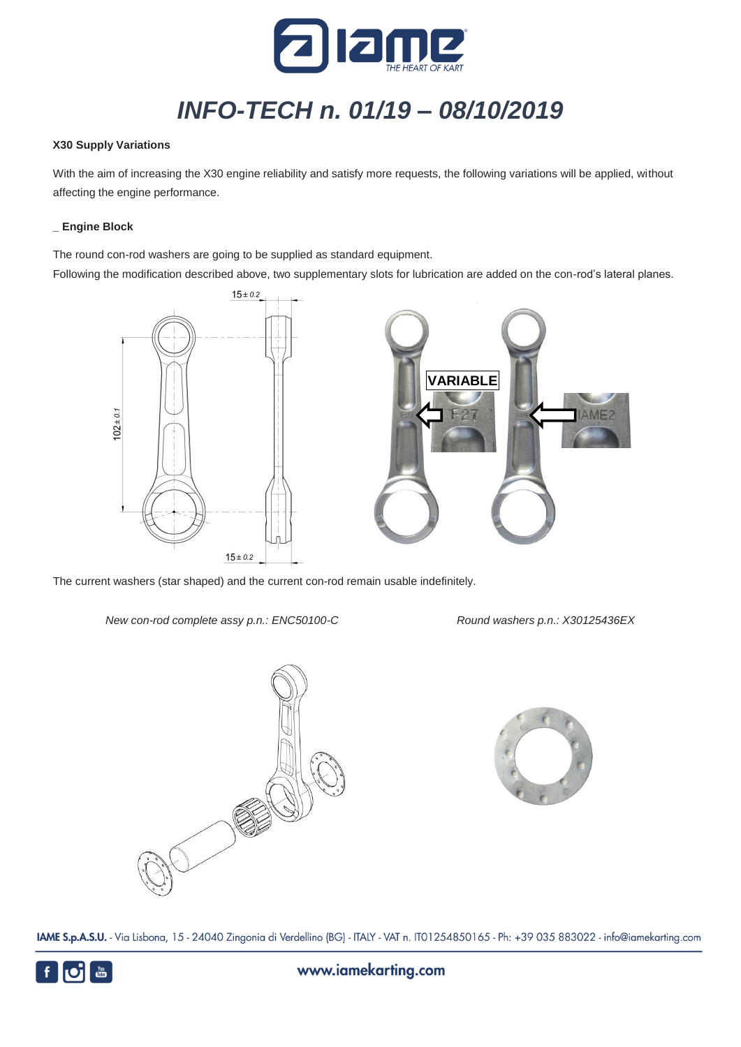# INFO-TECH n. 01/19 – 08/10/2019

**X30 Supply Variations**

With the aim of increasing the X30 engine reliability and satisfy more requests, the following variations will be applied, without affecting the engine performance.

**_ Engine Block**

The round con-rod washers are going to be supplied as standard equipment.

Following the modification described above, two supplementary slots for lubrication are added on the con-rod's lateral planes.

The current washers (star shaped) and the current con-rod remain usable indefinitely.

*New con-rod complete assy p.n.: ENC50100-C*

*Round washers p.n.: X30125436EX*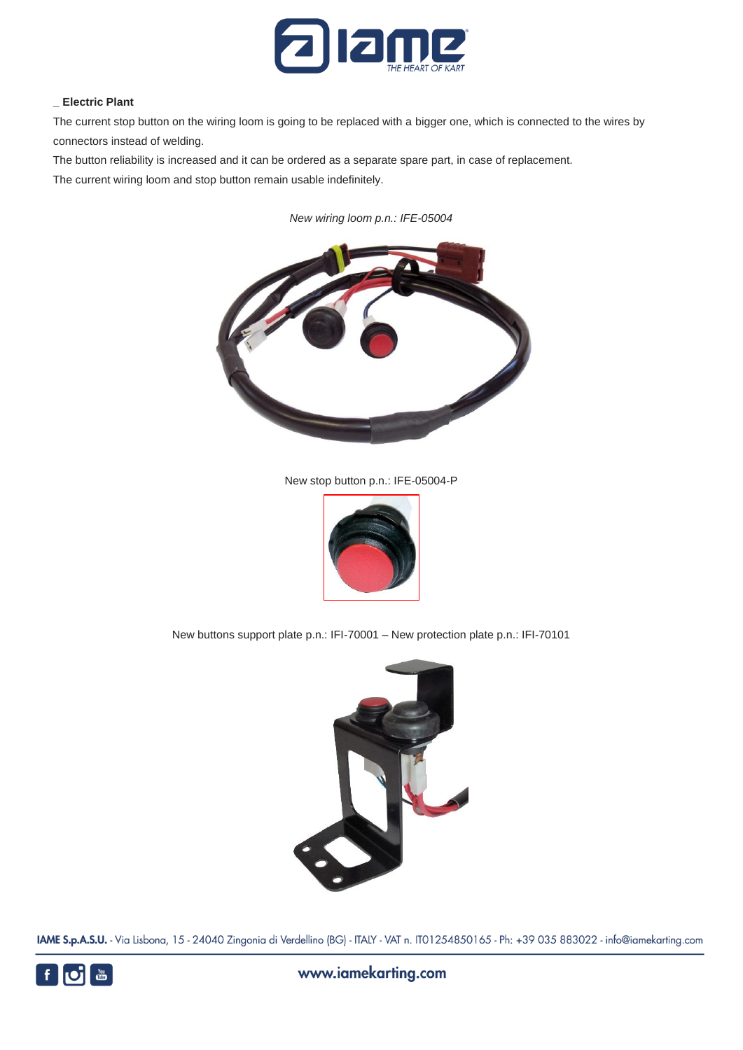## _ Electric Plant

The current stop button on the wiring loom is going to be replaced with a bigger one, which is connected to the wires by connectors instead of welding.

The button reliability is increased and it can be ordered as a separate spare part, in case of replacement.

The current wiring loom and stop button remain usable indefinitely.

*New wiring loom p.n.: IFE-05004*

New stop button p.n.: IFE-05004-P

New buttons support plate p.n.: IFI-70001 – New protection plate p.n.: IFI-70101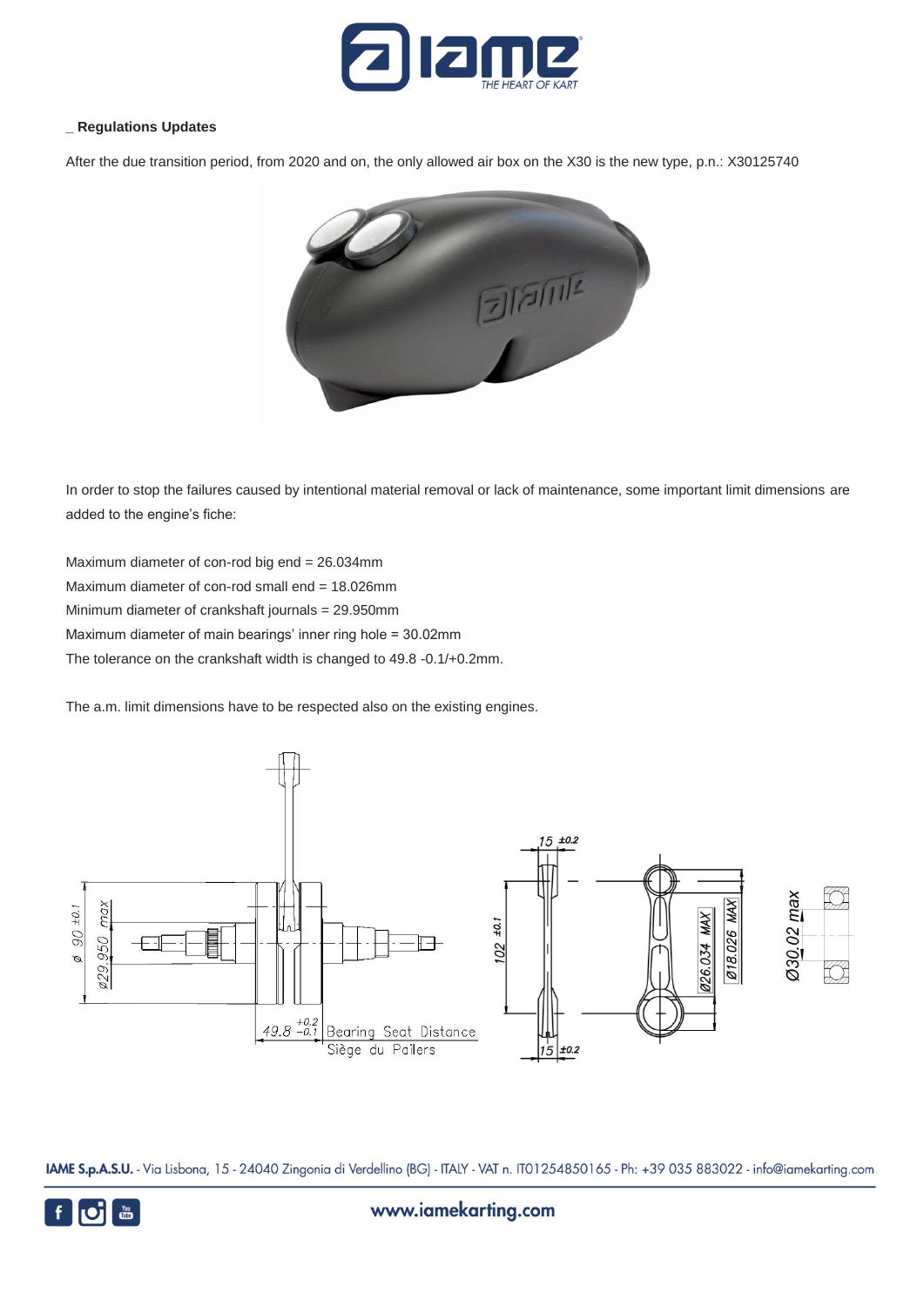## _ Regulations Updates

After the due transition period, from 2020 and on, the only allowed air box on the X30 is the new type, p.n.: X30125740

In order to stop the failures caused by intentional material removal or lack of maintenance, some important limit dimensions are added to the engine's fiche:

Maximum diameter of con-rod big end = 26.034mm
Maximum diameter of con-rod small end = 18.026mm
Minimum diameter of crankshaft journals = 29.950mm
Maximum diameter of main bearings' inner ring hole = 30.02mm
The tolerance on the crankshaft width is changed to 49.8 -0.1/+0.2mm.

The a.m. limit dimensions have to be respected also on the existing engines.

ø 90 ±0.1
ø29.950 max
$49.8^{+0.2}_{-0.1}$ Bearing Seat Distance
Siège du Paliers
15 ±0.2
102 ±0.1
15 ±0.2
Ø26.034 MAX
Ø18.026 MAX
Ø30.02 max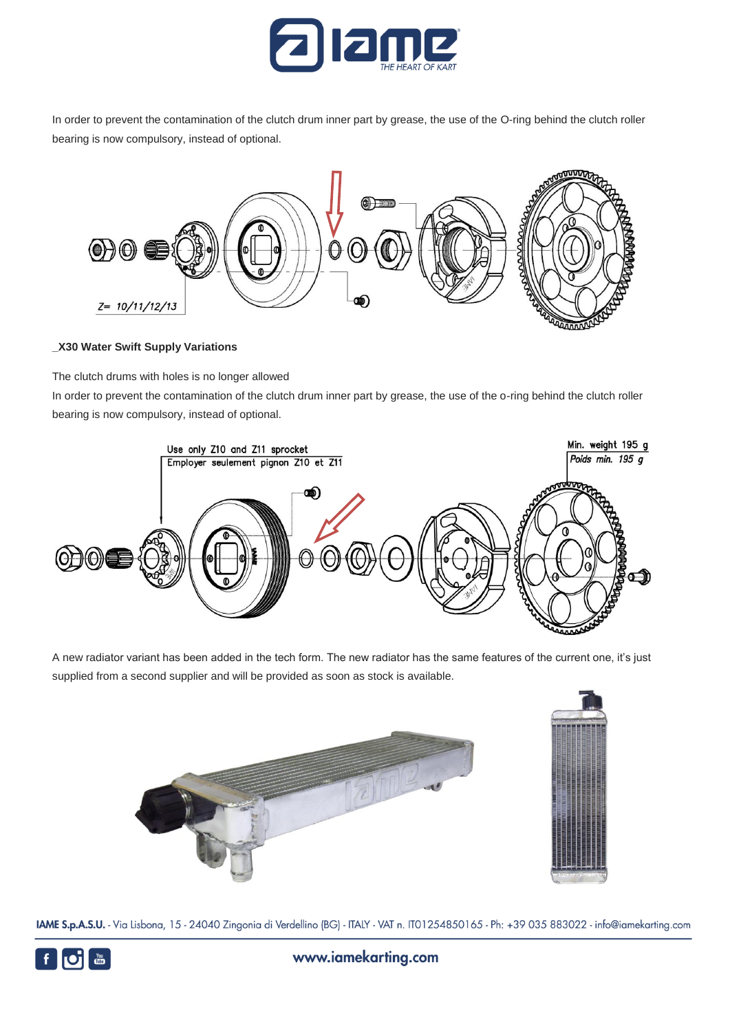In order to prevent the contamination of the clutch drum inner part by grease, the use of the O-ring behind the clutch roller bearing is now compulsory, instead of optional.

Z= 10/11/12/13

**_X30 Water Swift Supply Variations**

The clutch drums with holes is no longer allowed

In order to prevent the contamination of the clutch drum inner part by grease, the use of the o-ring behind the clutch roller bearing is now compulsory, instead of optional.

Use only Z10 and Z11 sprocket
Employer seulement pignon Z10 et Z11

Min. weight 195 g
*Poids min. 195 g*

A new radiator variant has been added in the tech form. The new radiator has the same features of the current one, it's just supplied from a second supplier and will be provided as soon as stock is available.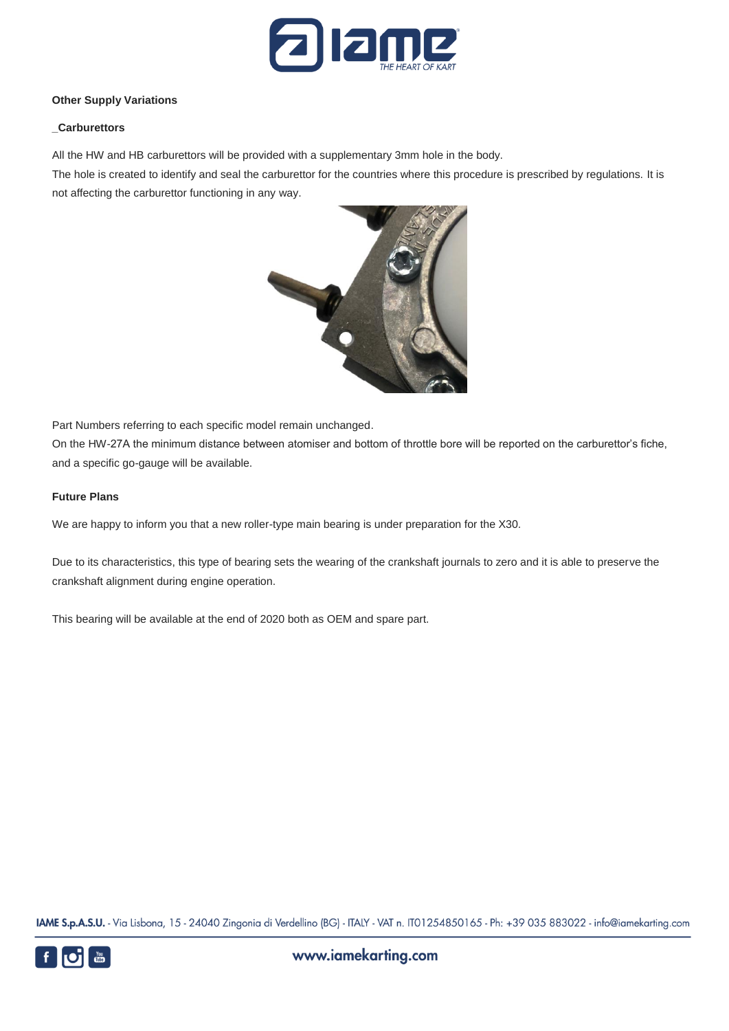**Other Supply Variations**

**_Carburettors**

All the HW and HB carburettors will be provided with a supplementary 3mm hole in the body.

The hole is created to identify and seal the carburettor for the countries where this procedure is prescribed by regulations. It is not affecting the carburettor functioning in any way.

Part Numbers referring to each specific model remain unchanged.

On the HW-27A the minimum distance between atomiser and bottom of throttle bore will be reported on the carburettor's fiche, and a specific go-gauge will be available.

**Future Plans**

We are happy to inform you that a new roller-type main bearing is under preparation for the X30.

Due to its characteristics, this type of bearing sets the wearing of the crankshaft journals to zero and it is able to preserve the crankshaft alignment during engine operation.

This bearing will be available at the end of 2020 both as OEM and spare part.